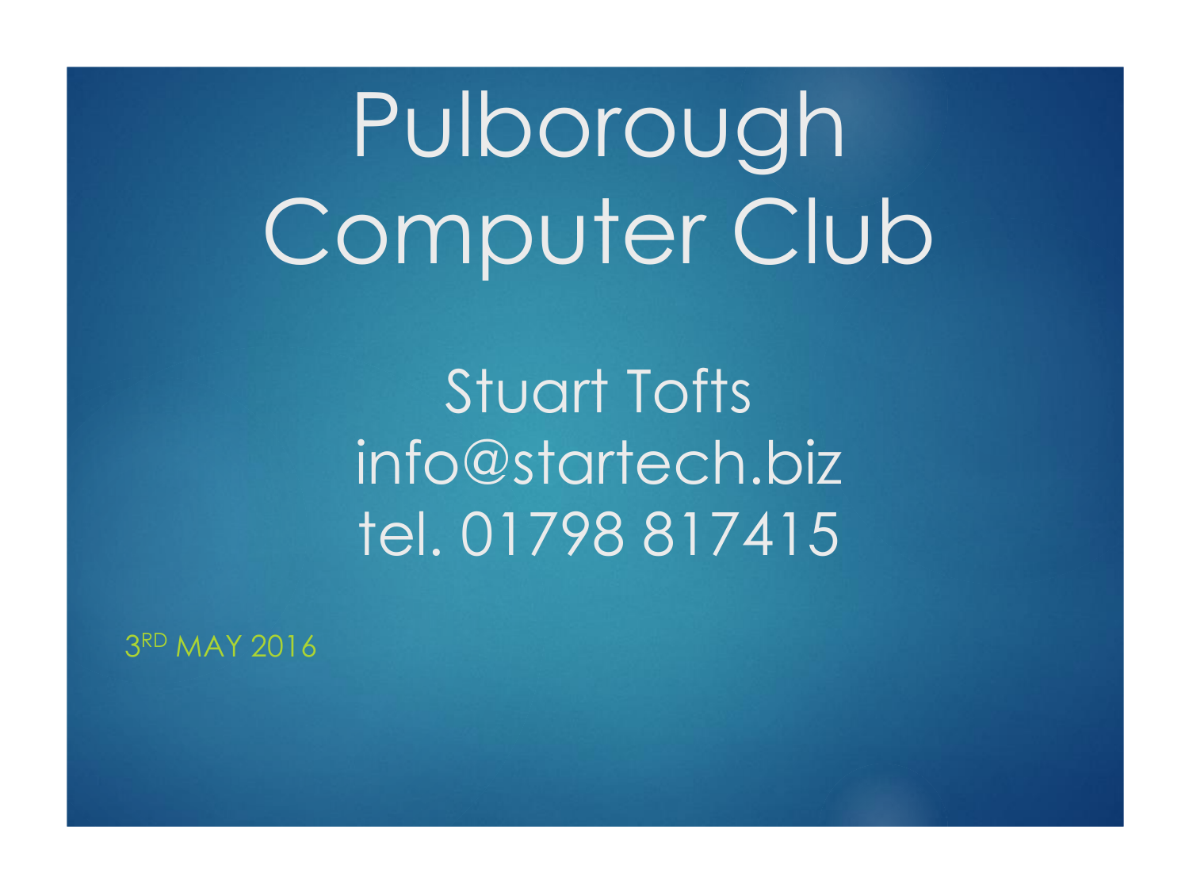# Pulborough Computer Club

Stuart Tofts
info@startech.biz
tel. 01798 817415

3RD MAY 2016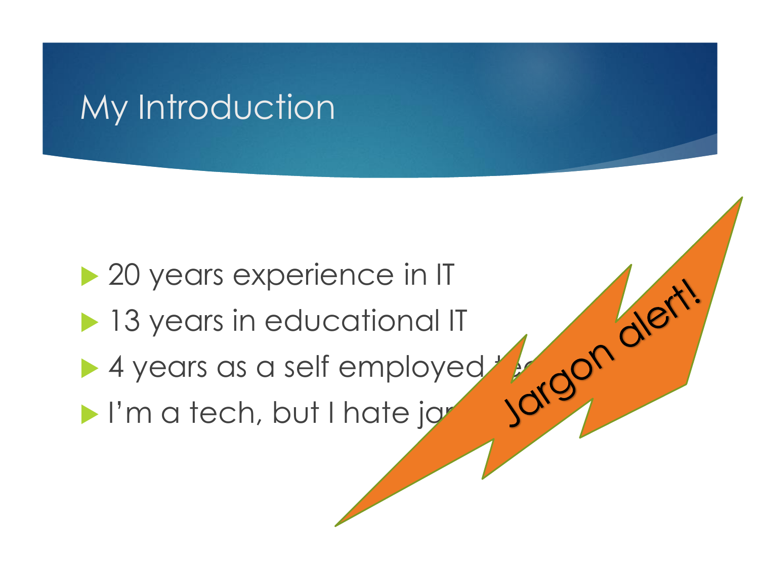# My Introduction

- 20 years experience in IT
- 13 years in educational IT
- 4 years as a self employed te
- I'm a tech, but I hate ja

Jargon alert!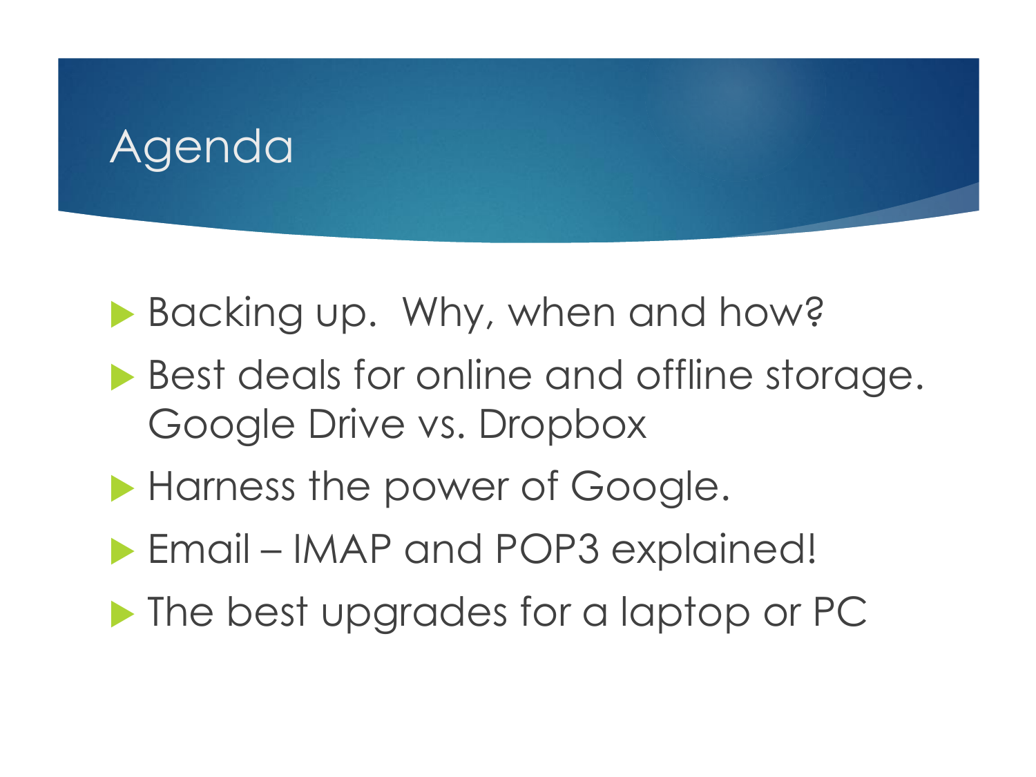# Agenda

- Backing up.  Why, when and how?
- Best deals for online and offline storage. Google Drive vs. Dropbox
- Harness the power of Google.
- Email – IMAP and POP3 explained!
- The best upgrades for a laptop or PC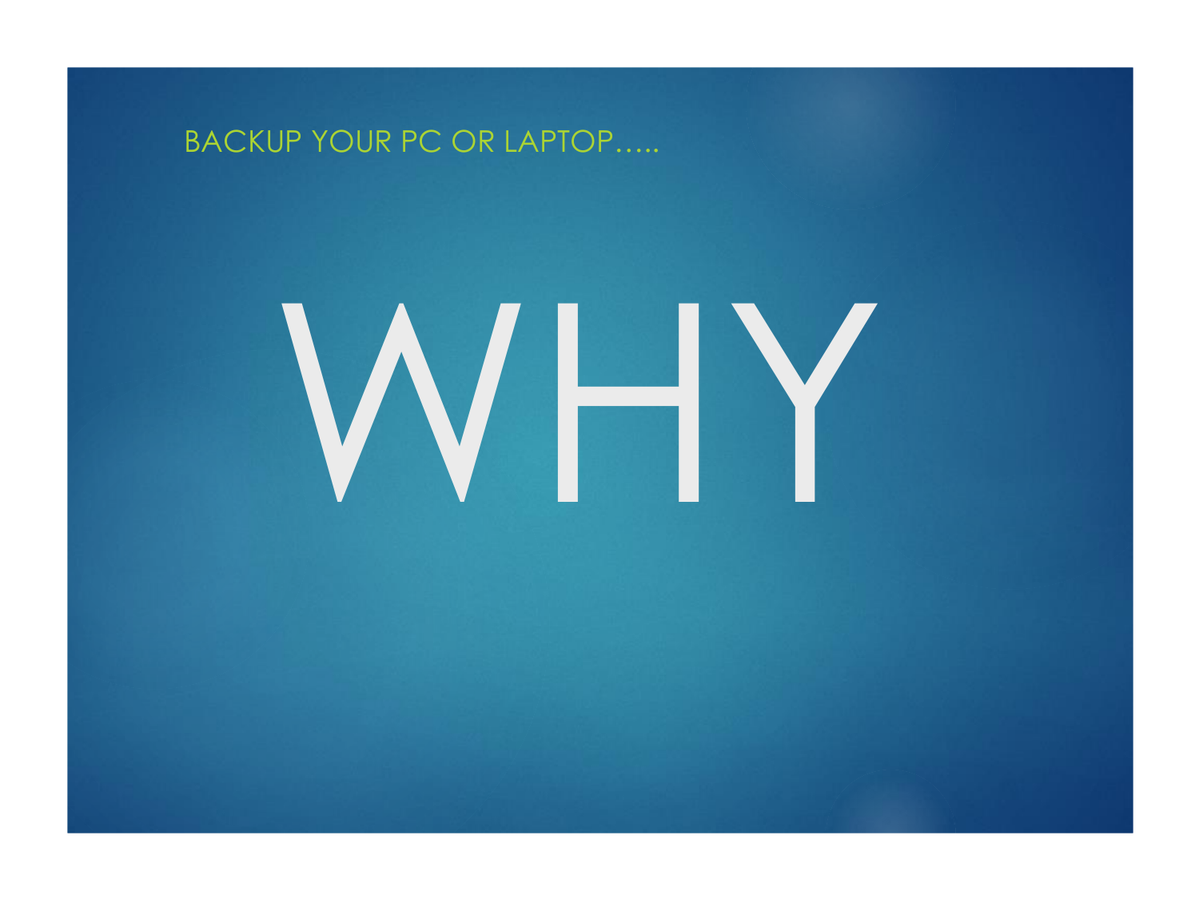BACKUP YOUR PC OR LAPTOP…..

# WHY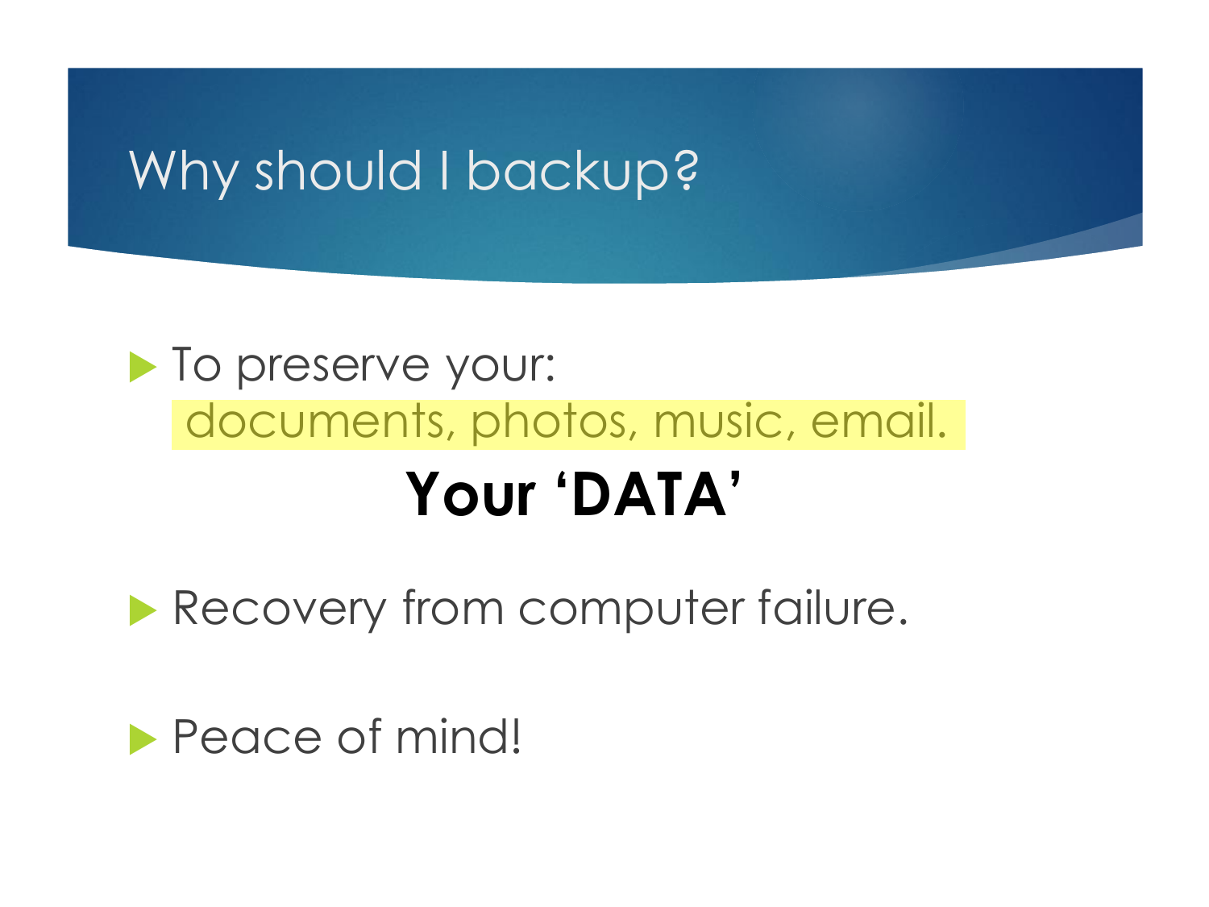# Why should I backup?

- To preserve your:
  documents, photos, music, email.

  **Your 'DATA'**

- Recovery from computer failure.

- Peace of mind!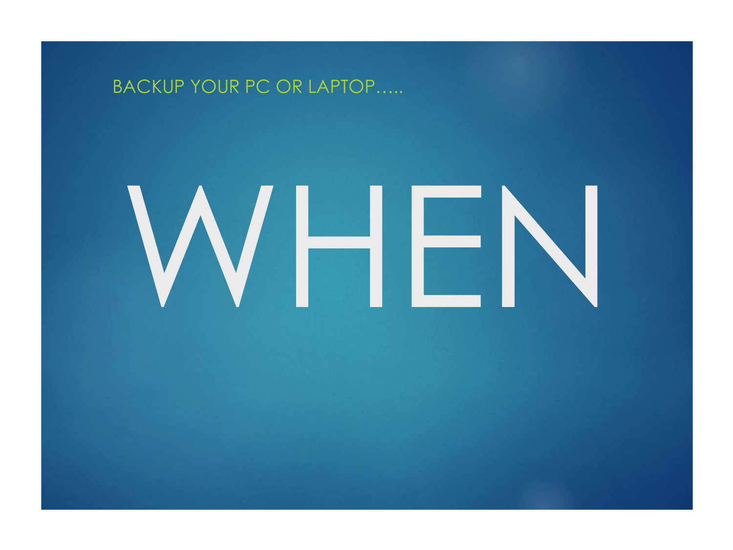BACKUP YOUR PC OR LAPTOP…..

# WHEN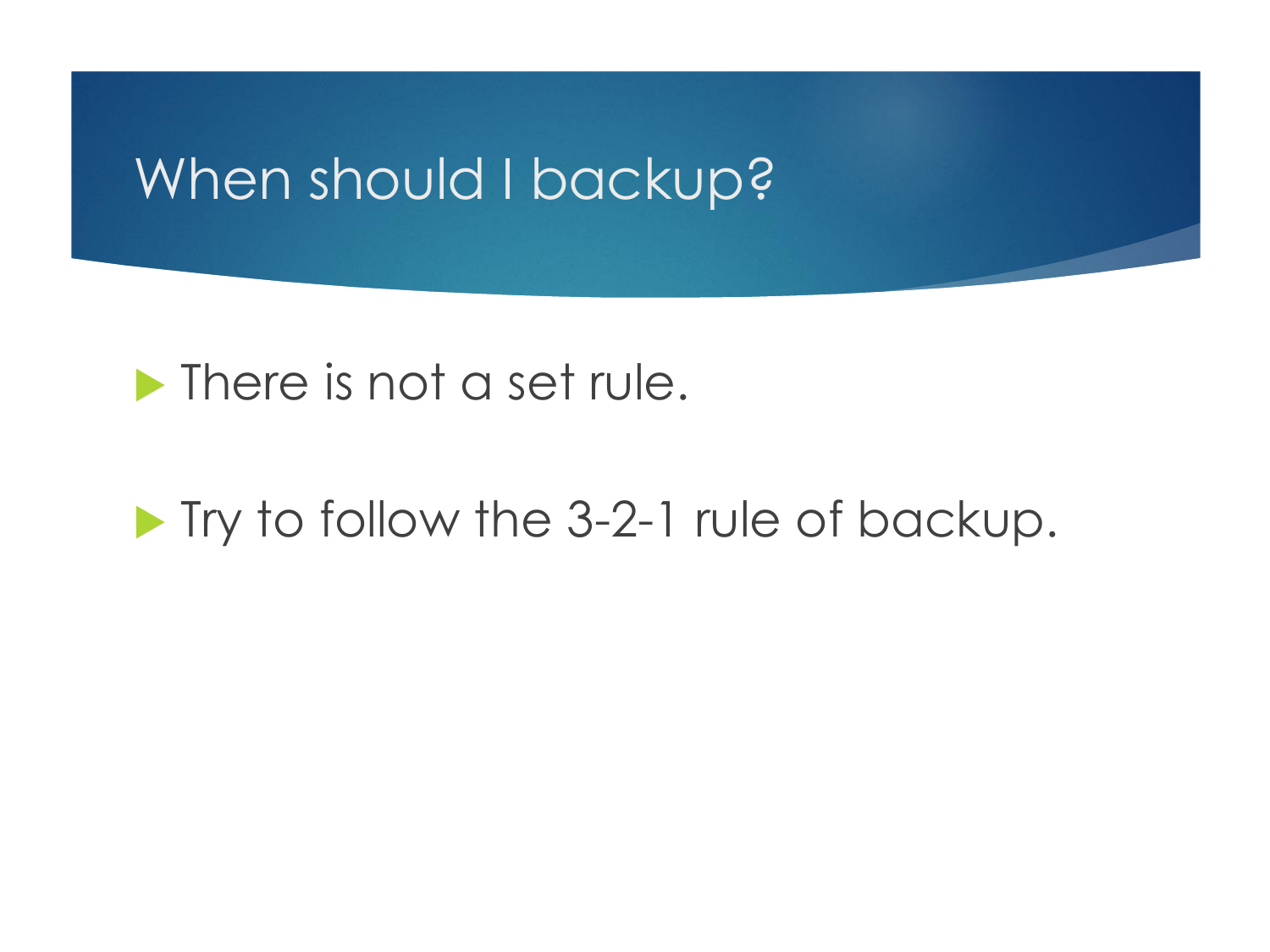# When should I backup?

- There is not a set rule.
- Try to follow the 3-2-1 rule of backup.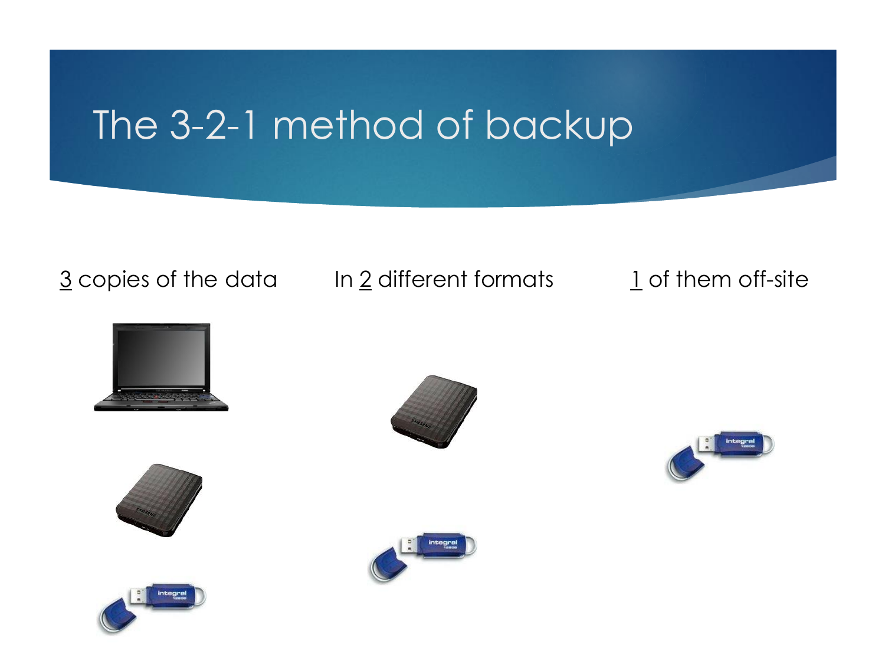# The 3-2-1 method of backup

3 copies of the data

In 2 different formats

1 of them off-site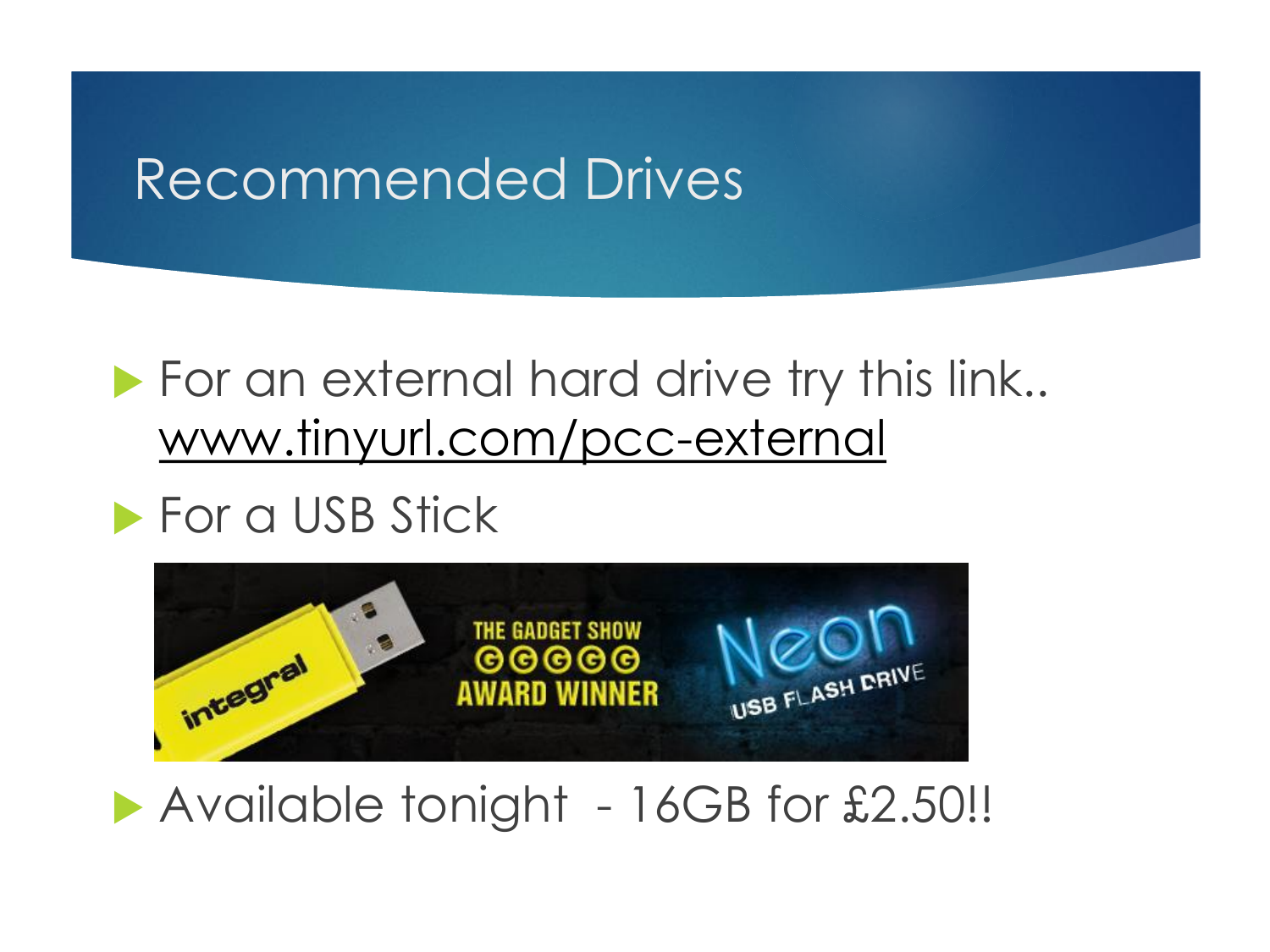# Recommended Drives

- For an external hard drive try this link.. www.tinyurl.com/pcc-external
- For a USB Stick
- Available tonight - 16GB for £2.50!!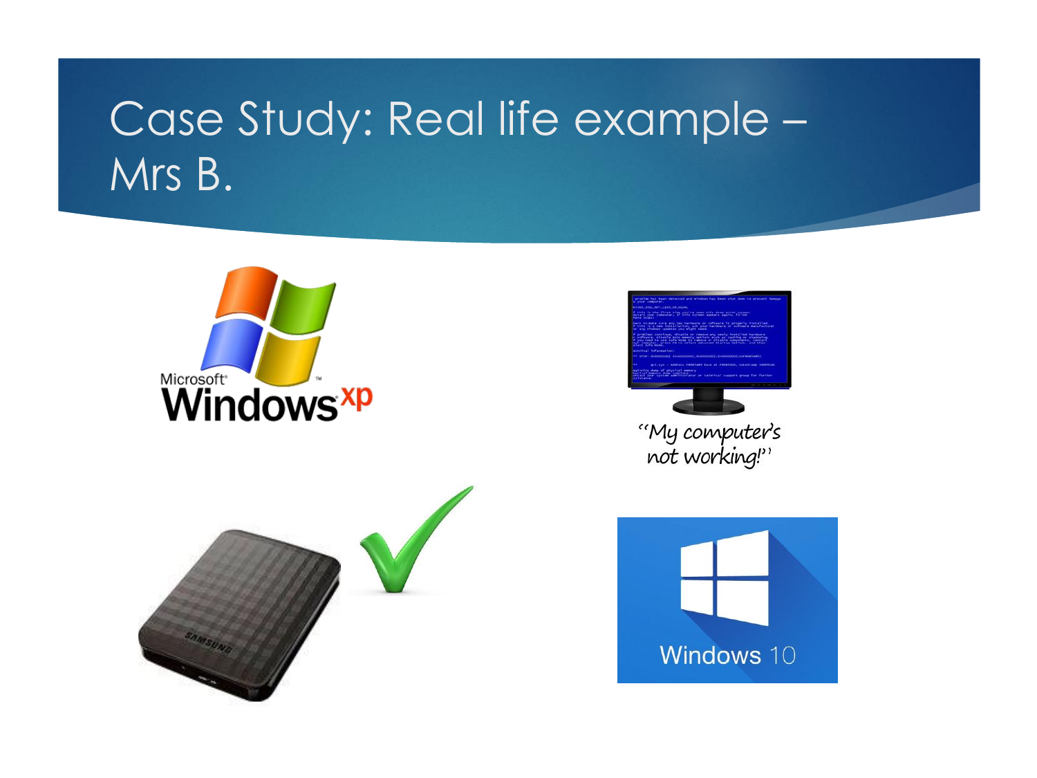# Case Study: Real life example – Mrs B.

"My computer's not working!"

Windows 10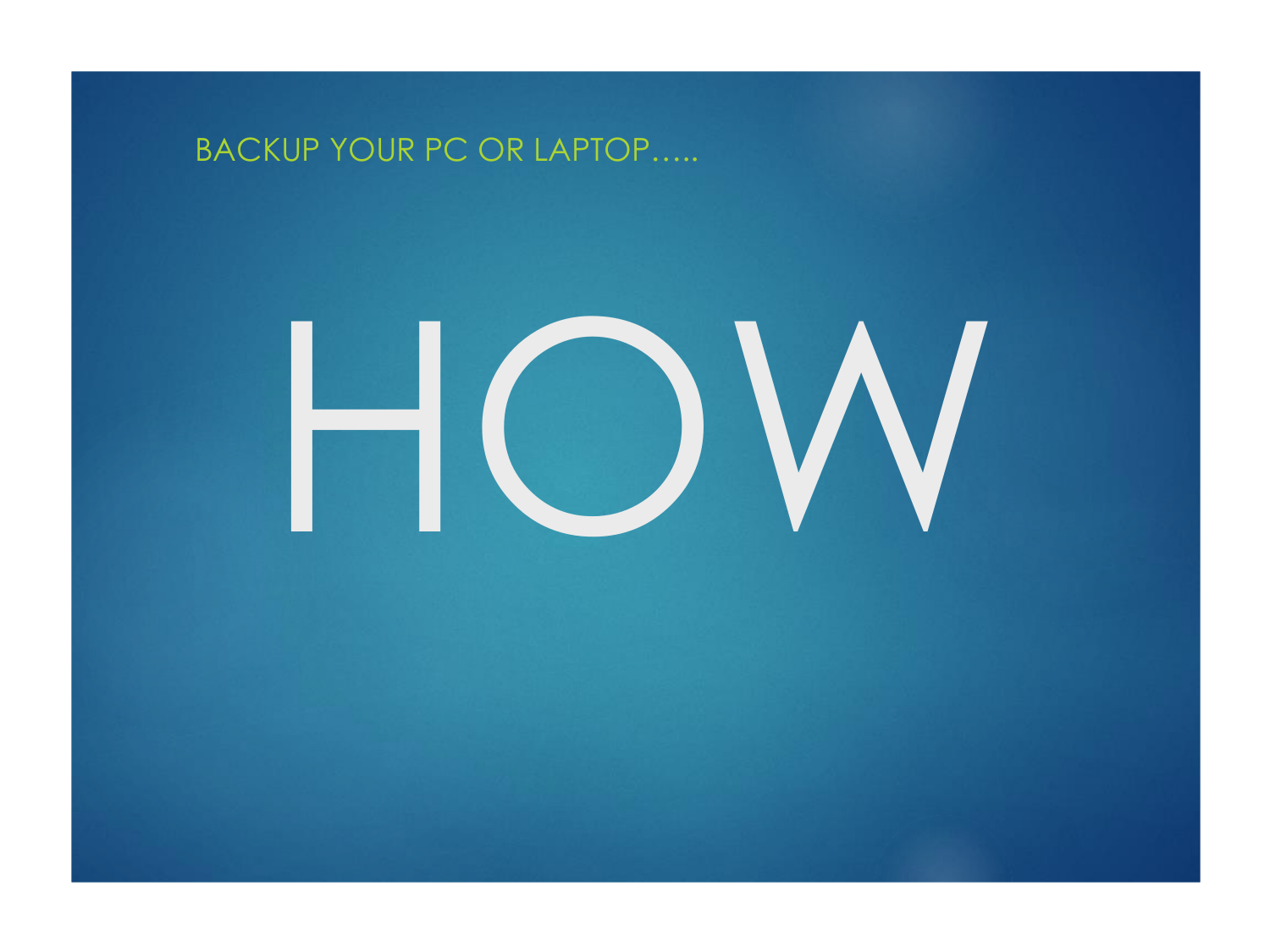BACKUP YOUR PC OR LAPTOP…..

# HOW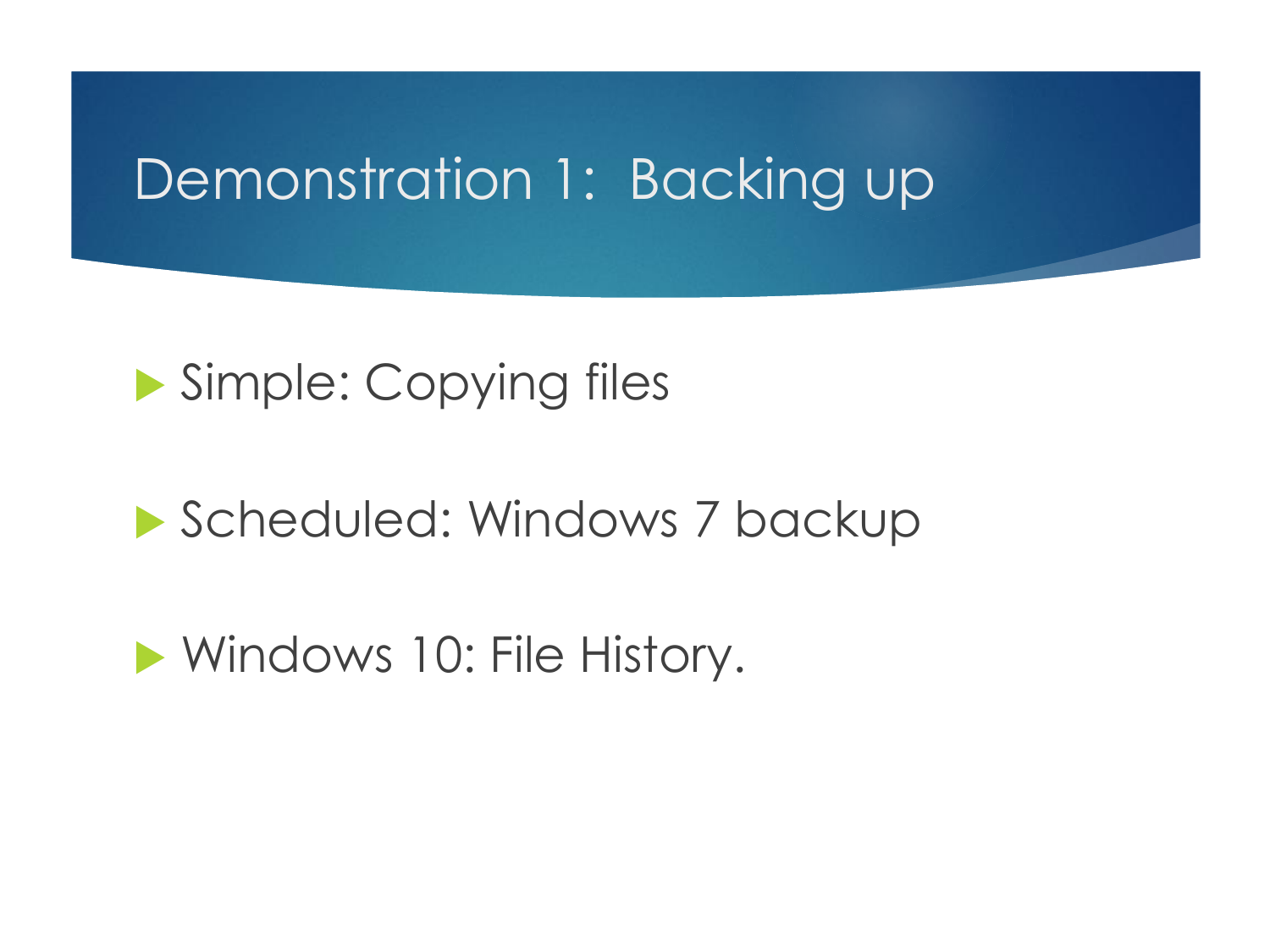# Demonstration 1: Backing up

- Simple: Copying files
- Scheduled: Windows 7 backup
- Windows 10: File History.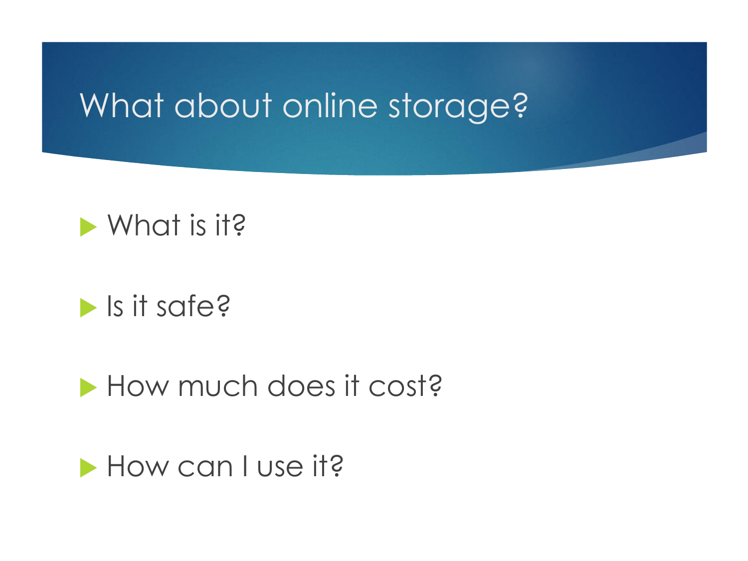# What about online storage?

- What is it?
- Is it safe?
- How much does it cost?
- How can I use it?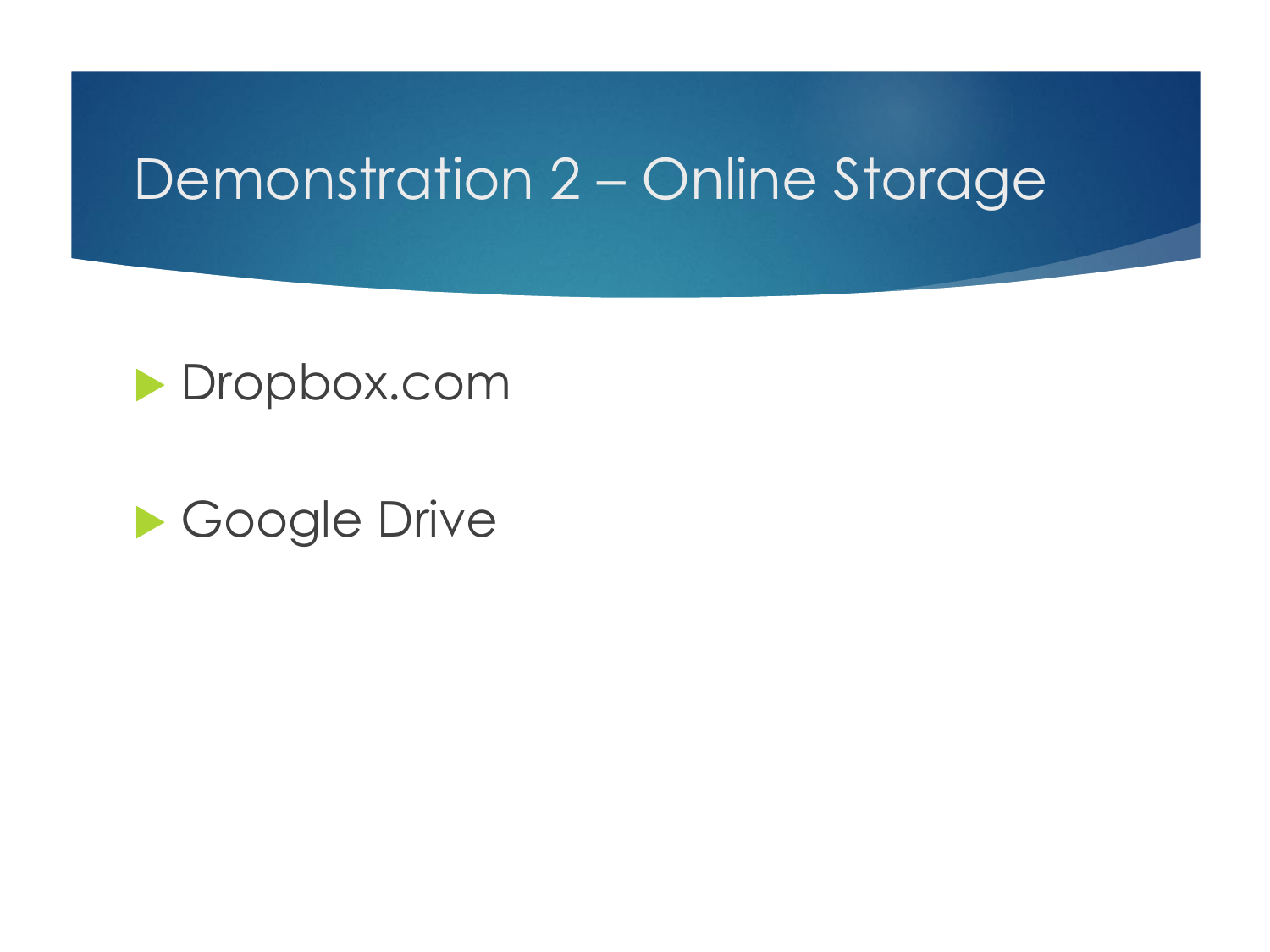# Demonstration 2 – Online Storage

- Dropbox.com
- Google Drive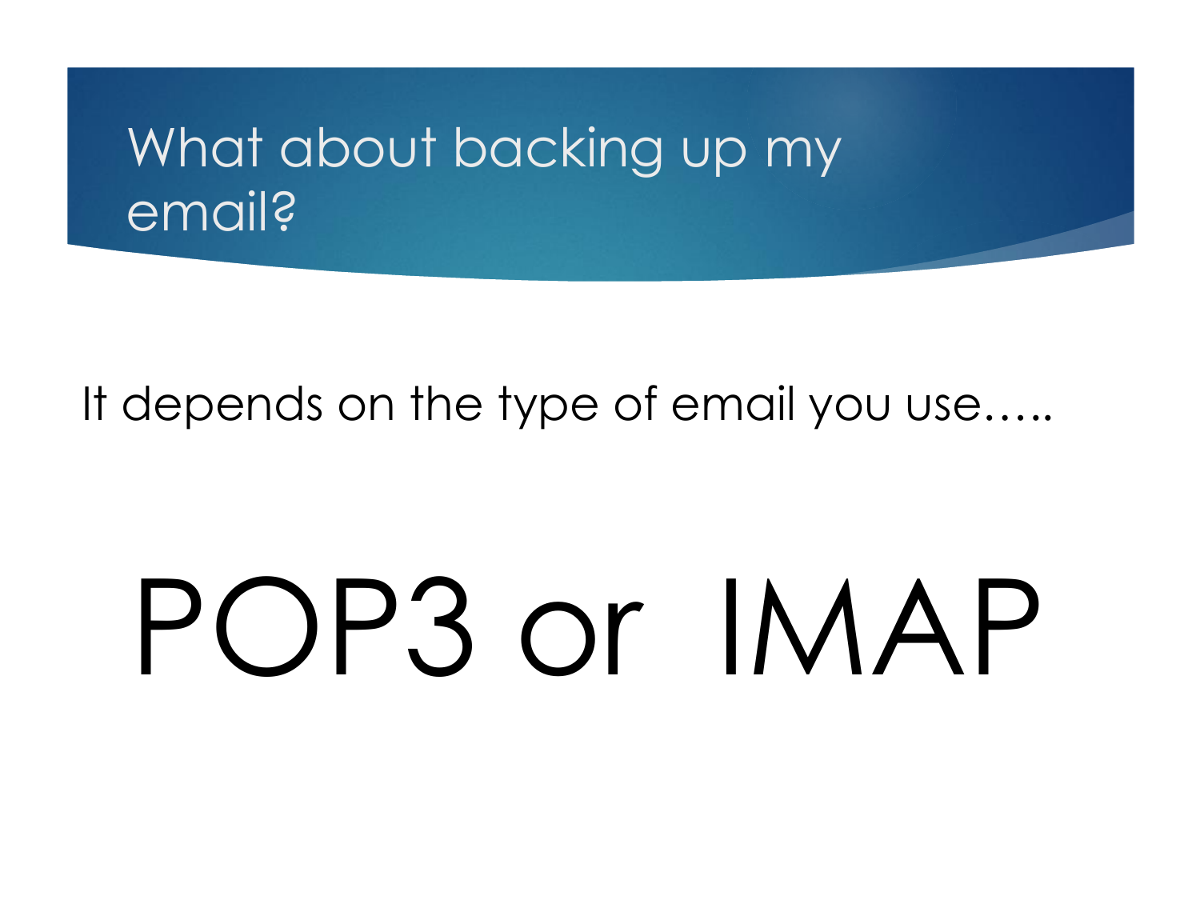# What about backing up my email?

It depends on the type of email you use…..

# POP3 or IMAP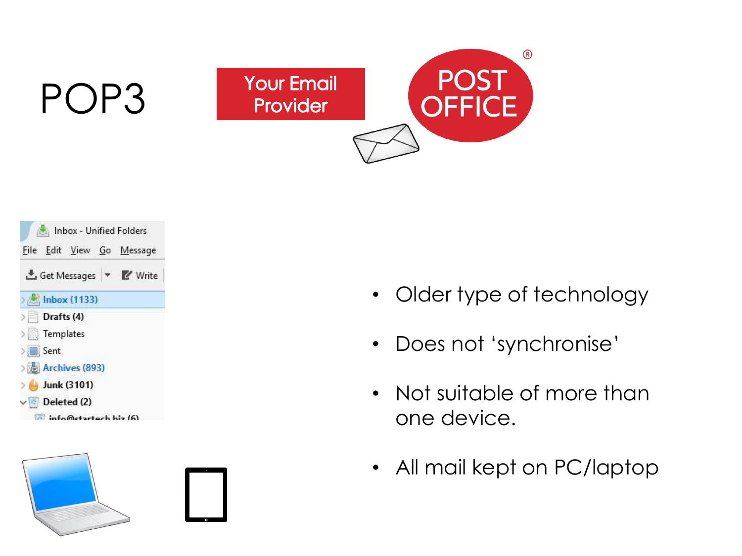# POP3

- Older type of technology
- Does not 'synchronise'
- Not suitable of more than one device.
- All mail kept on PC/laptop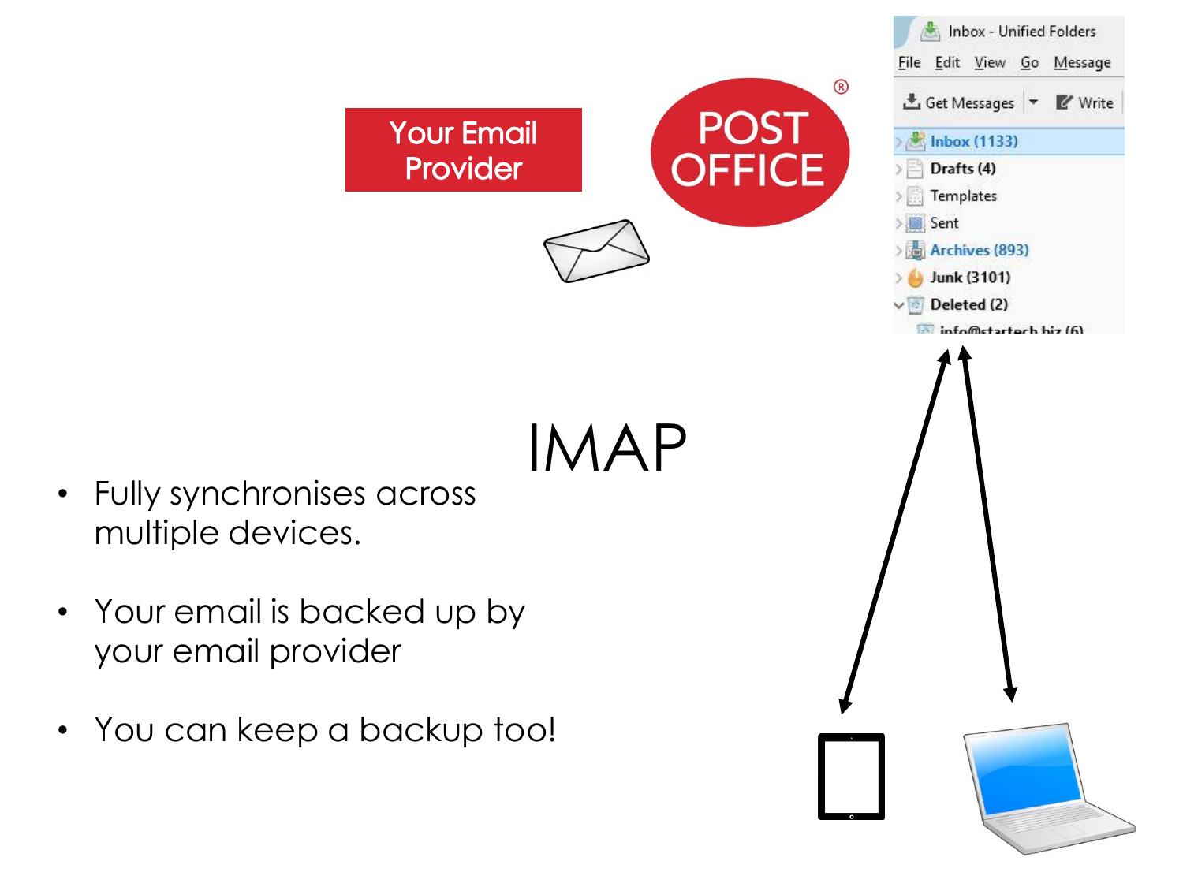# IMAP

- Fully synchronises across multiple devices.
- Your email is backed up by your email provider
- You can keep a backup too!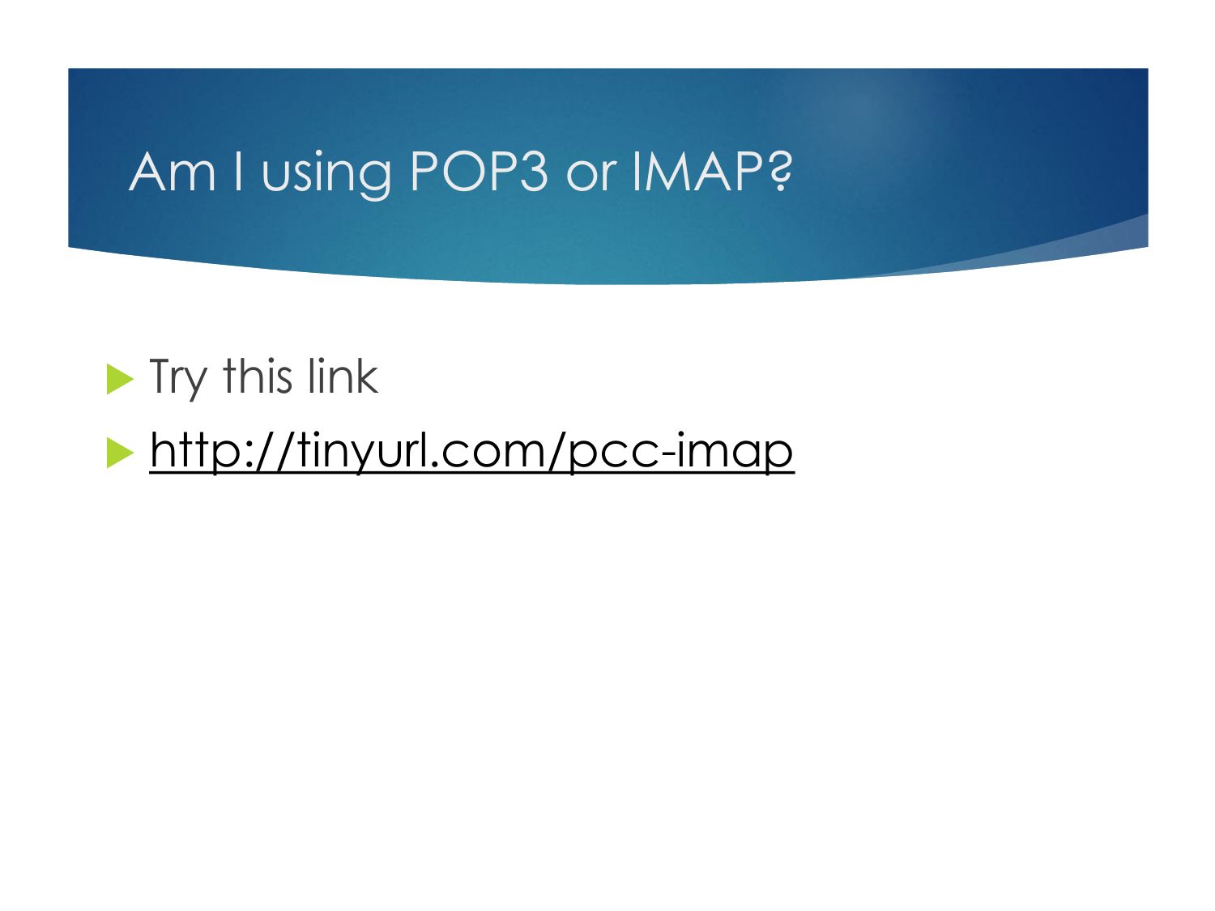# Am I using POP3 or IMAP?

- Try this link
- http://tinyurl.com/pcc-imap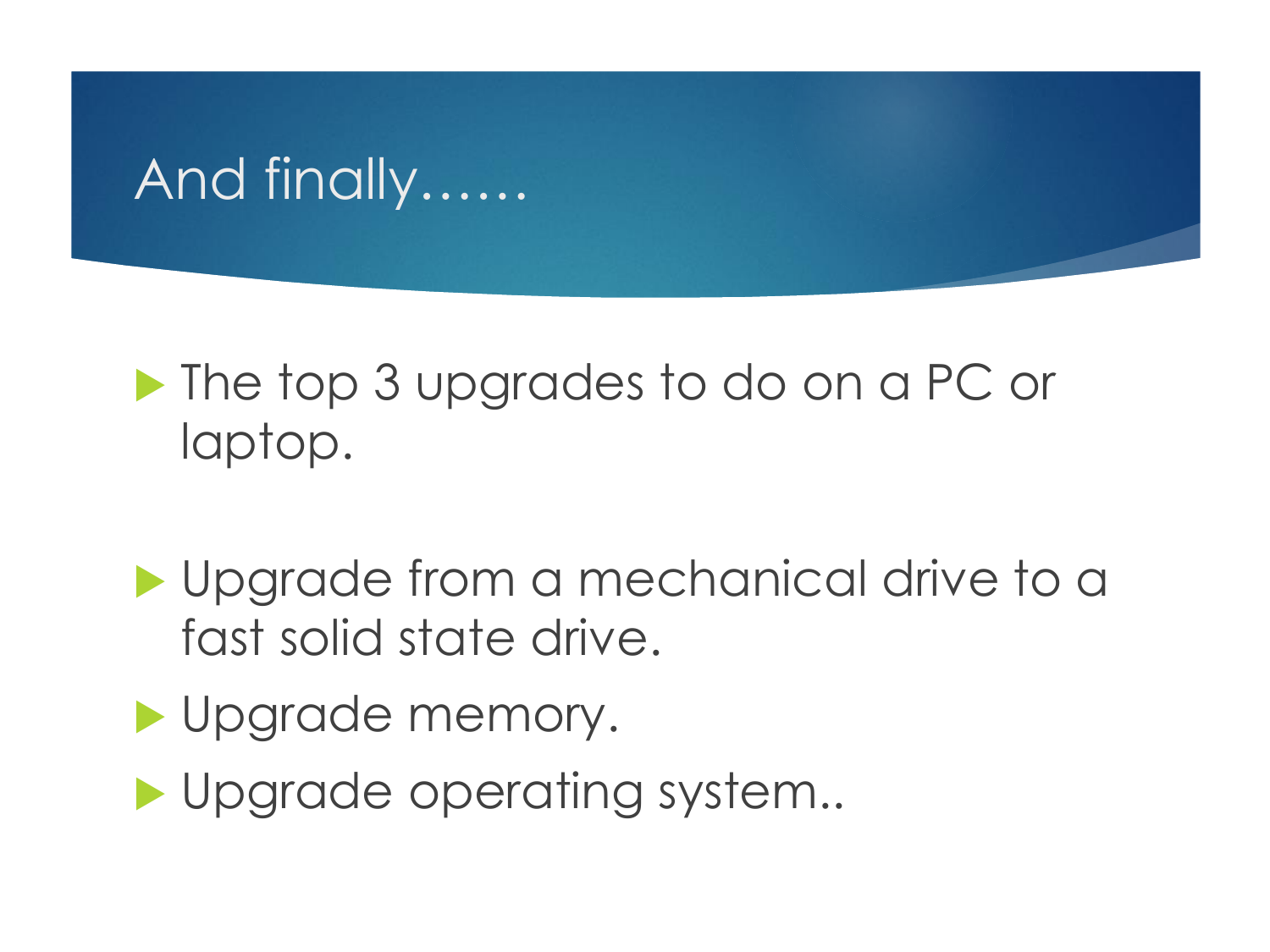# And finally……

- The top 3 upgrades to do on a PC or laptop.

- Upgrade from a mechanical drive to a fast solid state drive.
- Upgrade memory.
- Upgrade operating system..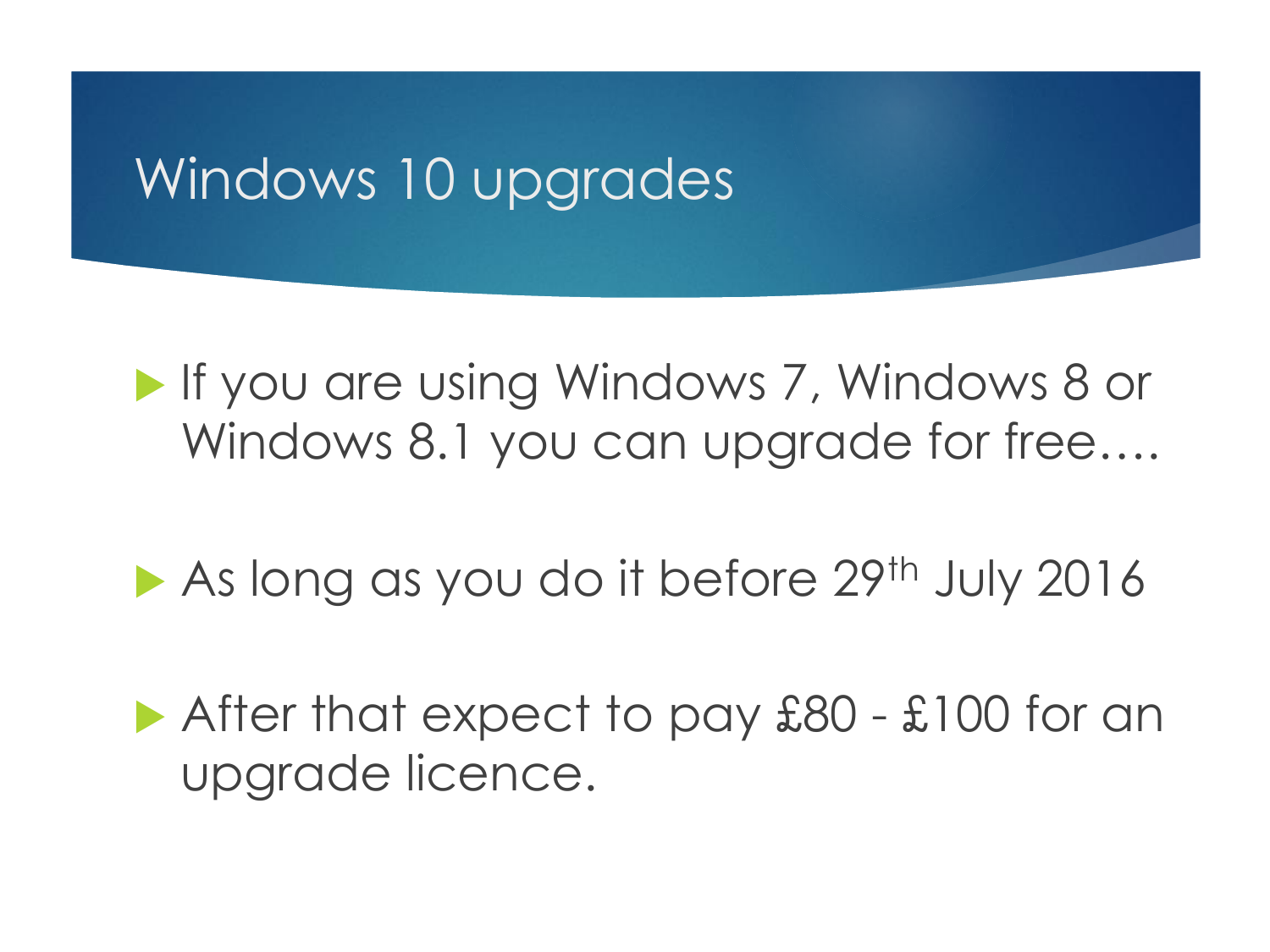# Windows 10 upgrades

- If you are using Windows 7, Windows 8 or Windows 8.1 you can upgrade for free….

- As long as you do it before 29th July 2016

- After that expect to pay £80 - £100 for an upgrade licence.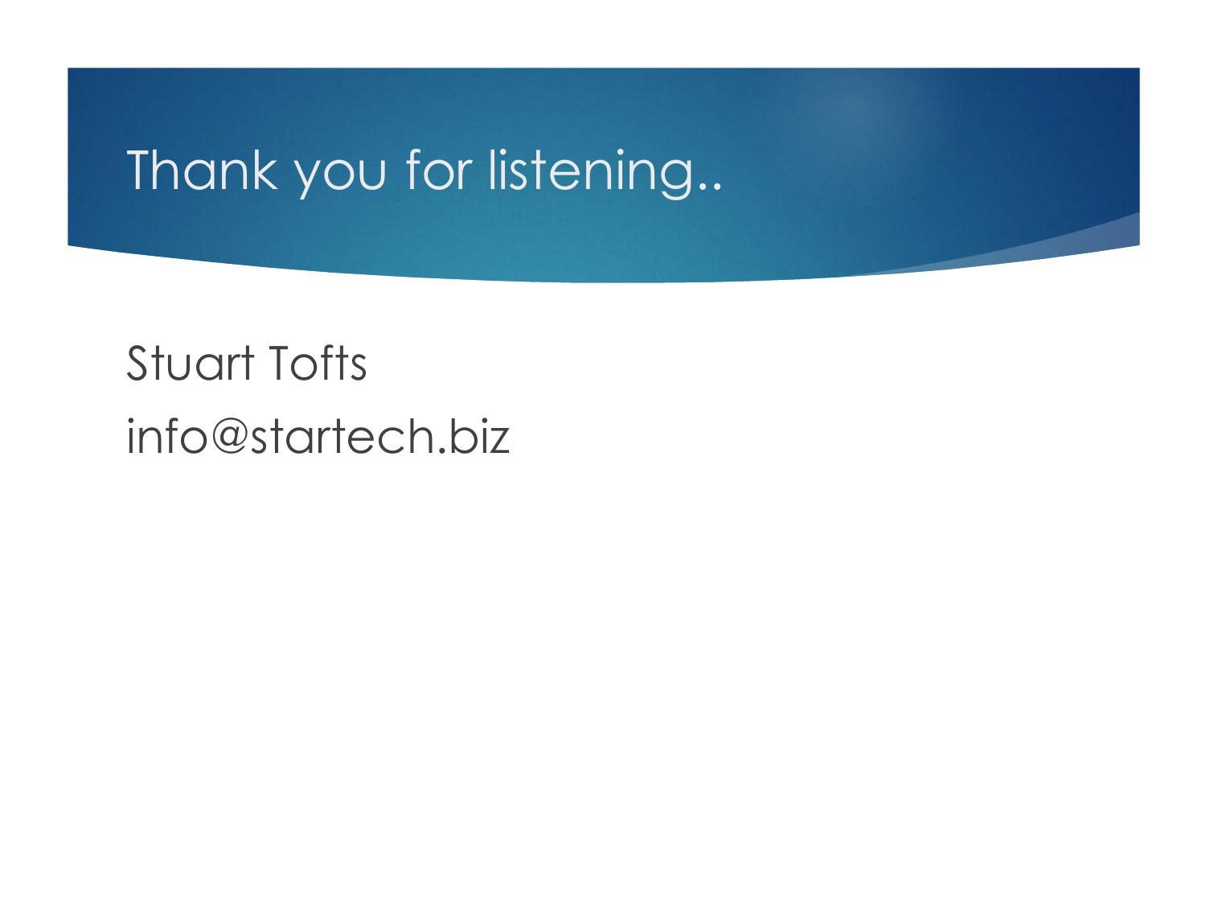# Thank you for listening..

Stuart Tofts

info@startech.biz